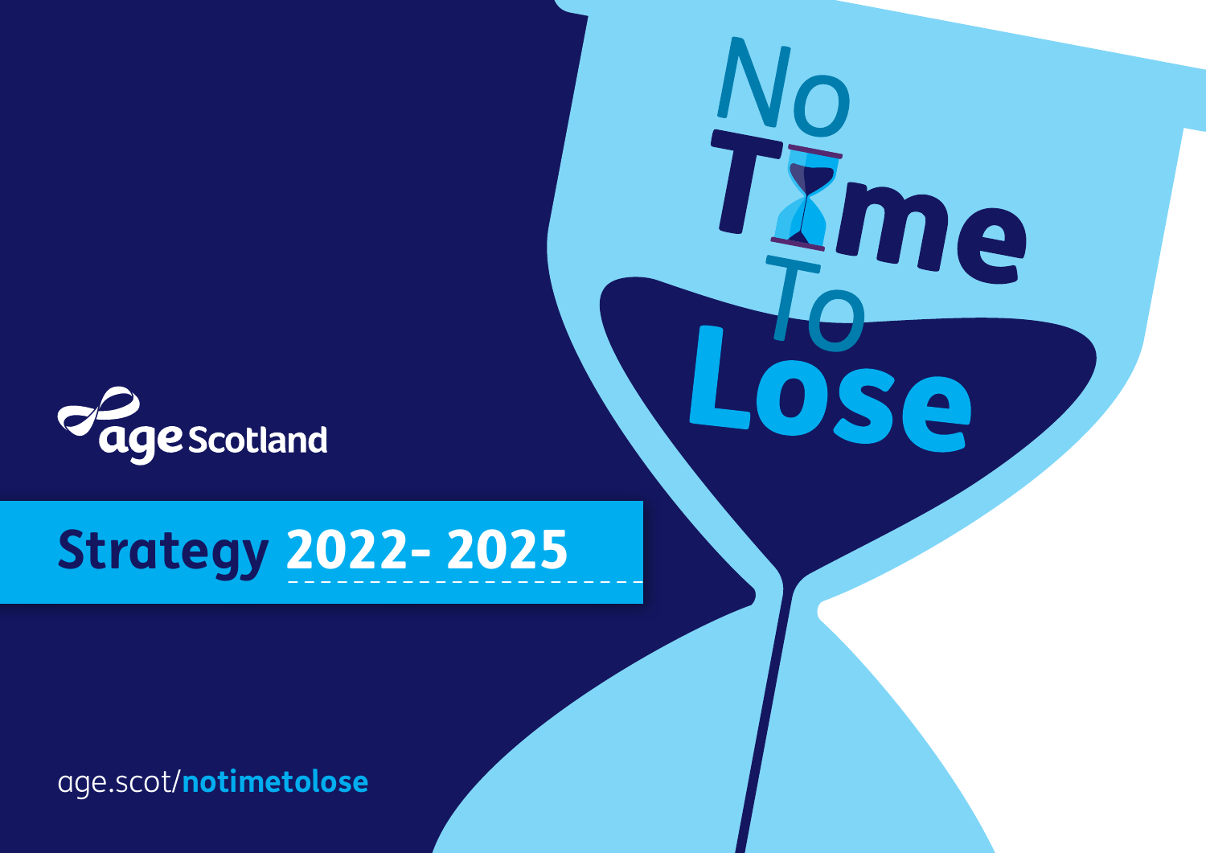# No Time To Lose

age Scotland

## Strategy 2022- 2025

age.scot/**notimetolose**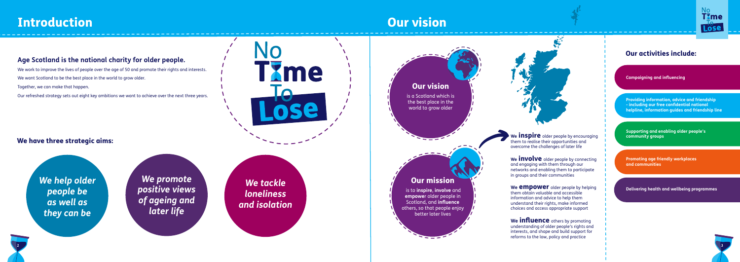# Introduction

## Age Scotland is the national charity for older people.

We work to improve the lives of people over the age of 50 and promote their rights and interests.

We want Scotland to be the best place in the world to grow older.

Together, we can make that happen.

Our refreshed strategy sets out eight key ambitions we want to achieve over the next three years.

No Time To Lose

### We have three strategic aims:

*We help older people be as well as they can be*

*We promote positive views of ageing and later life*

*We tackle loneliness and isolation*

# Our vision

### Our vision

is a Scotland which is the best place in the world to grow older

### Our mission

is to **inspire**, **involve** and **empowe**r older people in Scotland, and **influence** others, so that people enjoy better later lives

We **inspire** older people by encouraging them to realise their opportunities and overcome the challenges of later life

We **involve** older people by connecting and engaging with them through our networks and enabling them to participate in groups and their communities

We **empower** older people by helping them obtain valuable and accessible information and advice to help them understand their rights, make informed choices and access appropriate support

We **influence** others by promoting understanding of older people's rights and interests, and shape and build support for reforms to the law, policy and practice

### Our activities include:

- **Campaigning and influencing**
- **Providing information, advice and friendship - including our free confidential national helpline, information guides and friendship line**
- **Supporting and enabling older people's community groups**
- **Promoting age friendly workplaces and communities**
- **Delivering health and wellbeing programmes**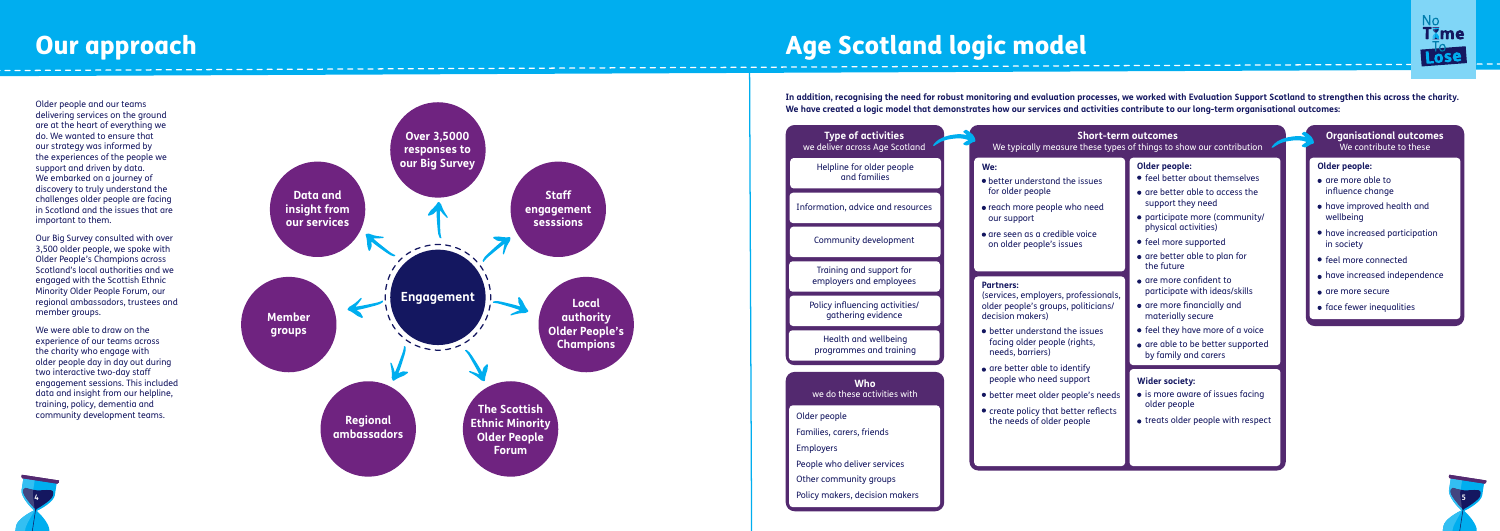# Our approach

Older people and our teams delivering services on the ground are at the heart of everything we do. We wanted to ensure that our strategy was informed by the experiences of the people we support and driven by data. We embarked on a journey of discovery to truly understand the challenges older people are facing in Scotland and the issues that are important to them.

Our Big Survey consulted with over 3,500 older people, we spoke with Older People's Champions across Scotland's local authorities and we engaged with the Scottish Ethnic Minority Older People Forum, our regional ambassadors, trustees and member groups.

We were able to draw on the experience of our teams across the charity who engage with older people day in day out during two interactive two-day staff engagement sessions. This included data and insight from our helpline, training, policy, dementia and community development teams.

**Engagement**

- Over 3,5000 responses to our Big Survey
- Staff engagement sesssions
- Local authority Older People's Champions
- The Scottish Ethnic Minority Older People Forum
- Regional ambassadors
- Member groups
- Data and insight from our services

# Age Scotland logic model

**In addition, recognising the need for robust monitoring and evaluation processes, we worked with Evaluation Support Scotland to strengthen this across the charity. We have created a logic model that demonstrates how our services and activities contribute to our long-term organisational outcomes:**

## Type of activities

we deliver across Age Scotland

- Helpline for older people and families
- Information, advice and resources
- Community development
- Training and support for employers and employees
- Policy influencing activities/ gathering evidence
- Health and wellbeing programmes and training

## Who

we do these activities with

- Older people
- Families, carers, friends
- Employers
- People who deliver services
- Other community groups
- Policy makers, decision makers

## Short-term outcomes

We typically measure these types of things to show our contribution

**We:**

- better understand the issues for older people
- reach more people who need our support
- are seen as a credible voice on older people's issues

**Partners:**

(services, employers, professionals, older people's groups, politicians/ decision makers)

- better understand the issues facing older people (rights, needs, barriers)
- are better able to identify people who need support
- better meet older people's needs
- create policy that better reflects the needs of older people

**Older people:**

- feel better about themselves
- are better able to access the support they need
- participate more (community/ physical activities)
- feel more supported
- are better able to plan for the future
- are more confident to participate with ideas/skills
- are more financially and materially secure
- feel they have more of a voice
- are able to be better supported by family and carers

**Wider society:**

- is more aware of issues facing older people
- treats older people with respect

## Organisational outcomes

We contribute to these

**Older people:**

- are more able to influence change
- have improved health and wellbeing
- have increased participation in society
- feel more connected
- have increased independence
- are more secure
- face fewer inequalities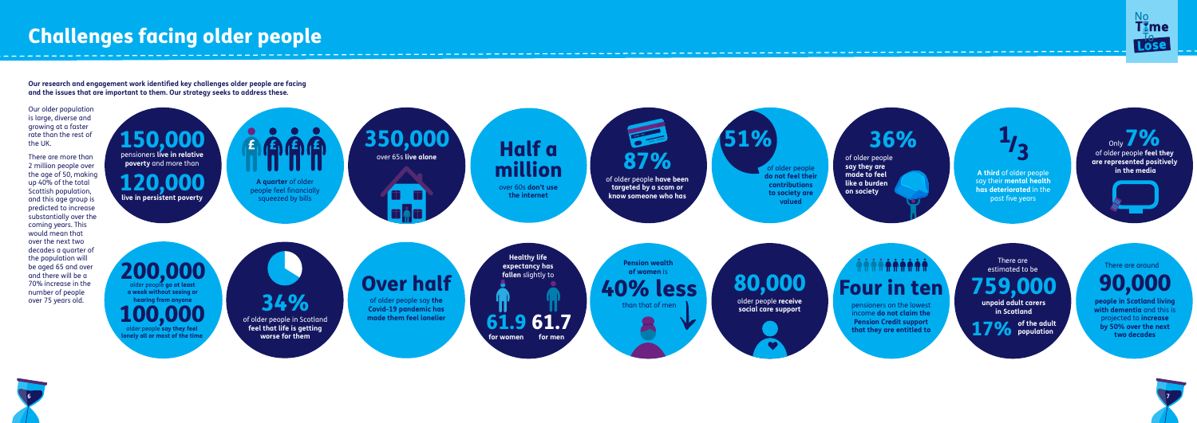# Challenges facing older people

**Our research and engagement work identified key challenges older people are facing and the issues that are important to them. Our strategy seeks to address these.**

Our older population is large, diverse and growing at a faster rate than the rest of the UK.

There are more than 2 million people over the age of 50, making up 40% of the total Scottish population, and this age group is predicted to increase substantially over the coming years. This would mean that over the next two decades a quarter of the population will be aged 65 and over and there will be a 70% increase in the number of people over 75 years old.

**150,000** pensioners **live in relative poverty** and more than **120,000 live in persistent poverty**

**A quarter** of older people feel financially squeezed by bills

**350,000** over 65s **live alone**

**Half a million** over 60s **don't use the internet**

**87%** of older people **have been targeted by a scam or know someone who has**

**51%** of older people **do not feel their contributions to society are valued**

**36%** of older people **say they are made to feel like a burden on society**

**1/3** **A third** of older people say their **mental health has deteriorated** in the past five years

Only **7%** of older people **feel they are represented positively in the media**

**200,000** older people **go at least a week without seeing or hearing from anyone**

**100,000** older people **say they feel lonely all or most of the time**

**34%** of older people in Scotland **feel that life is getting worse for them**

**Over half** of older people say **the Covid-19 pandemic has made them feel lonelier**

**Healthy life expectancy has fallen** slightly to **61.9 for women** **61.7 for men**

**Pension wealth of women** is **40% less** than that of men

**80,000** older people **receive social care support**

**Four in ten** pensioners on the lowest income **do not claim the Pension Credit support that they are entitled to**

There are estimated to be **759,000 unpaid adult carers in Scotland** **17% of the adult population**

There are around **90,000 people in Scotland living with dementia** and this is projected to **increase by 50% over the next two decades**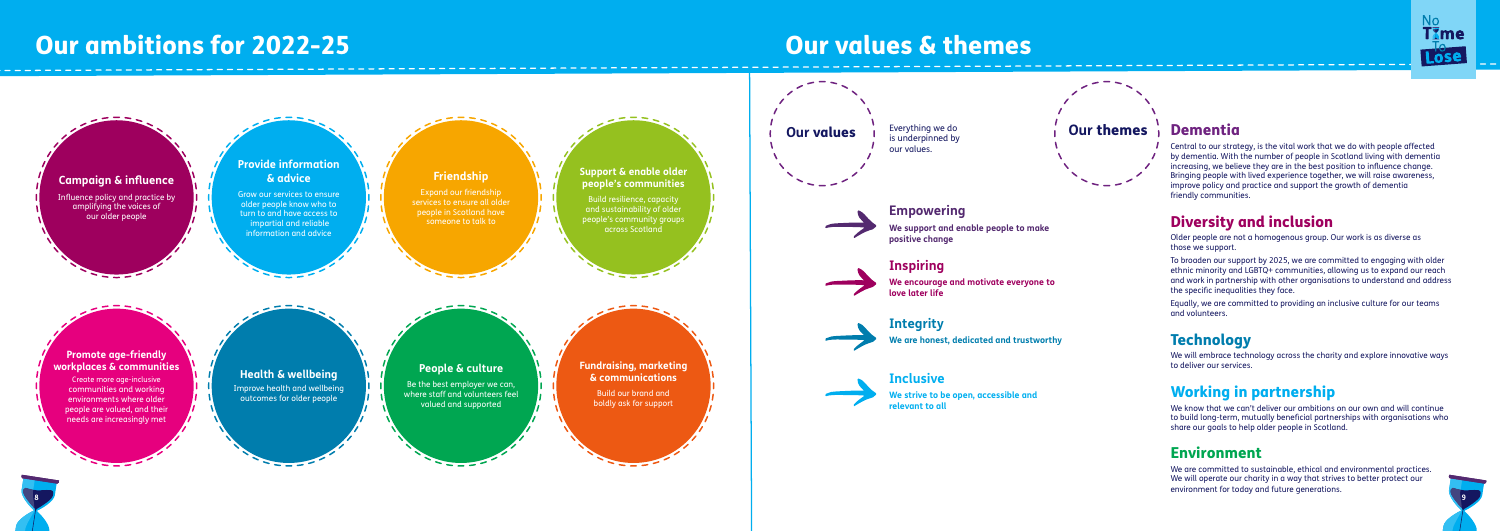# Our ambitions for 2022-25

### Campaign & influence

Influence policy and practice by amplifying the voices of our older people

### Provide information & advice

Grow our services to ensure older people know who to turn to and have access to impartial and reliable information and advice

### Friendship

Expand our friendship services to ensure all older people in Scotland have someone to talk to

### Support & enable older people's communities

Build resilience, capacity and sustainability of older people's community groups across Scotland

### Promote age-friendly workplaces & communities

Create more age-inclusive communities and working environments where older people are valued, and their needs are increasingly met

### Health & wellbeing

Improve health and wellbeing outcomes for older people

### People & culture

Be the best employer we can, where staff and volunteers feel valued and supported

### Fundraising, marketing & communications

Build our brand and boldly ask for support

# Our values & themes

## Our values

Everything we do is underpinned by our values.

### Empowering

**We support and enable people to make positive change**

### Inspiring

**We encourage and motivate everyone to love later life**

### Integrity

**We are honest, dedicated and trustworthy**

### Inclusive

**We strive to be open, accessible and relevant to all**

## Our themes

### Dementia

Central to our strategy, is the vital work that we do with people affected by dementia. With the number of people in Scotland living with dementia increasing, we believe they are in the best position to influence change. Bringing people with lived experience together, we will raise awareness, improve policy and practice and support the growth of dementia friendly communities.

### Diversity and inclusion

Older people are not a homogenous group. Our work is as diverse as those we support.

To broaden our support by 2025, we are committed to engaging with older ethnic minority and LGBTQ+ communities, allowing us to expand our reach and work in partnership with other organisations to understand and address the specific inequalities they face.

Equally, we are committed to providing an inclusive culture for our teams and volunteers.

### Technology

We will embrace technology across the charity and explore innovative ways to deliver our services.

### Working in partnership

We know that we can't deliver our ambitions on our own and will continue to build long-term, mutually beneficial partnerships with organisations who share our goals to help older people in Scotland.

### Environment

We are committed to sustainable, ethical and environmental practices. We will operate our charity in a way that strives to better protect our environment for today and future generations.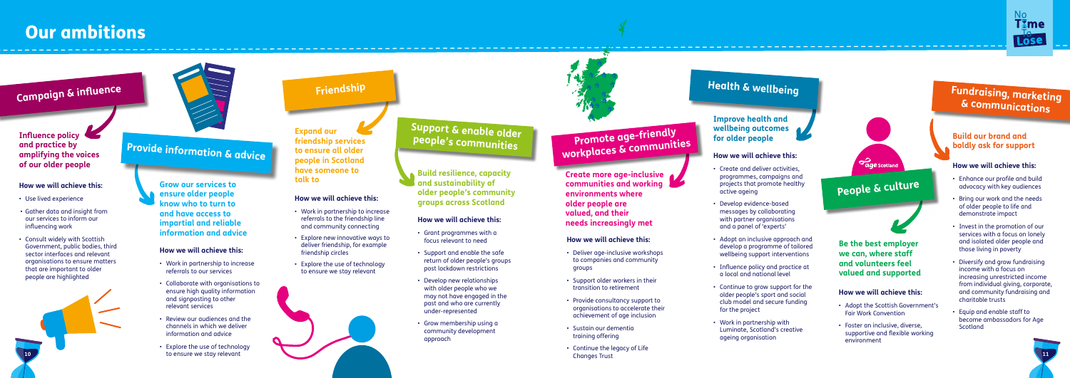# Our ambitions

## Campaign & influence

### Influence policy and practice by amplifying the voices of our older people

**How we will achieve this:**

- Use lived experience
- Gather data and insight from our services to inform our influencing work
- Consult widely with Scottish Government, public bodies, third sector interfaces and relevant organisations to ensure matters that are important to older people are highlighted

## Provide information & advice

### Grow our services to ensure older people know who to turn to and have access to impartial and reliable information and advice

**How we will achieve this:**

- Work in partnership to increase referrals to our services
- Collaborate with organisations to ensure high quality information and signposting to other relevant services
- Review our audiences and the channels in which we deliver information and advice
- Explore the use of technology to ensure we stay relevant

## Friendship

### Expand our friendship services to ensure all older people in Scotland have someone to talk to

**How we will achieve this:**

- Work in partnership to increase referrals to the friendship line and community connecting
- Explore new innovative ways to deliver friendship, for example friendship circles
- Explore the use of technology to ensure we stay relevant

## Support & enable older people's communities

### Build resilience, capacity and sustainability of older people's community groups across Scotland

**How we will achieve this:**

- Grant programmes with a focus relevant to need
- Support and enable the safe return of older people's groups post lockdown restrictions
- Develop new relationships with older people who we may not have engaged in the past and who are currently under-represented
- Grow membership using a community development approach

## Promote age-friendly workplaces & communities

### Create more age-inclusive communities and working environments where older people are valued, and their needs increasingly met

**How we will achieve this:**

- Deliver age-inclusive workshops to companies and community groups
- Support older workers in their transition to retirement
- Provide consultancy support to organisations to accelerate their achievement of age inclusion
- Sustain our dementia training offering
- Continue the legacy of Life Changes Trust

## Health & wellbeing

### Improve health and wellbeing outcomes for older people

**How we will achieve this:**

- Create and deliver activities, programmes, campaigns and projects that promote healthy active ageing
- Develop evidence-based messages by collaborating with partner organisations and a panel of 'experts'
- Adopt an inclusive approach and develop a programme of tailored wellbeing support interventions
- Influence policy and practice at a local and national level
- Continue to grow support for the older people's sport and social club model and secure funding for the project
- Work in partnership with Luminate, Scotland's creative ageing organisation

## People & culture

### Be the best employer we can, where staff and volunteers feel valued and supported

**How we will achieve this:**

- Adopt the Scottish Government's Fair Work Convention
- Foster an inclusive, diverse, supportive and flexible working environment

## Fundraising, marketing & communications

### Build our brand and boldly ask for support

**How we will achieve this:**

- Enhance our profile and build advocacy with key audiences
- Bring our work and the needs of older people to life and demonstrate impact
- Invest in the promotion of our services with a focus on lonely and isolated older people and those living in poverty
- Diversify and grow fundraising income with a focus on increasing unrestricted income from individual giving, corporate, and community fundraising and charitable trusts
- Equip and enable staff to become ambassadors for Age Scotland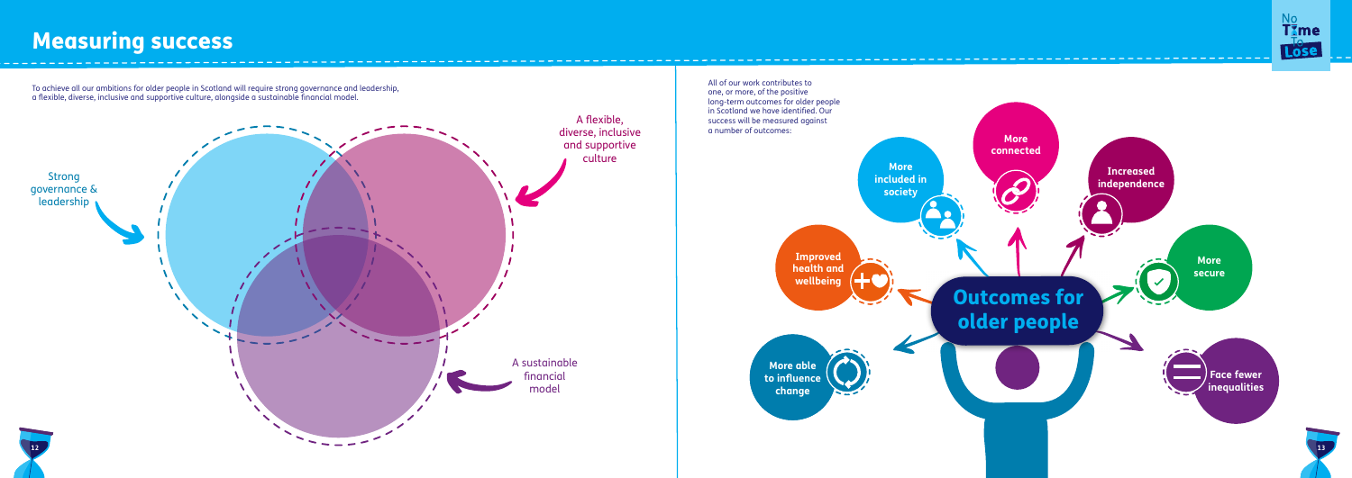# Measuring success

To achieve all our ambitions for older people in Scotland will require strong governance and leadership, a flexible, diverse, inclusive and supportive culture, alongside a sustainable financial model.

- Strong governance & leadership
- A flexible, diverse, inclusive and supportive culture
- A sustainable financial model

All of our work contributes to one, or more, of the positive long-term outcomes for older people in Scotland we have identified. Our success will be measured against a number of outcomes:

**Outcomes for older people**

- **More connected**
- **Increased independence**
- **More secure**
- **Face fewer inequalities**
- **More able to influence change**
- **Improved health and wellbeing**
- **More included in society**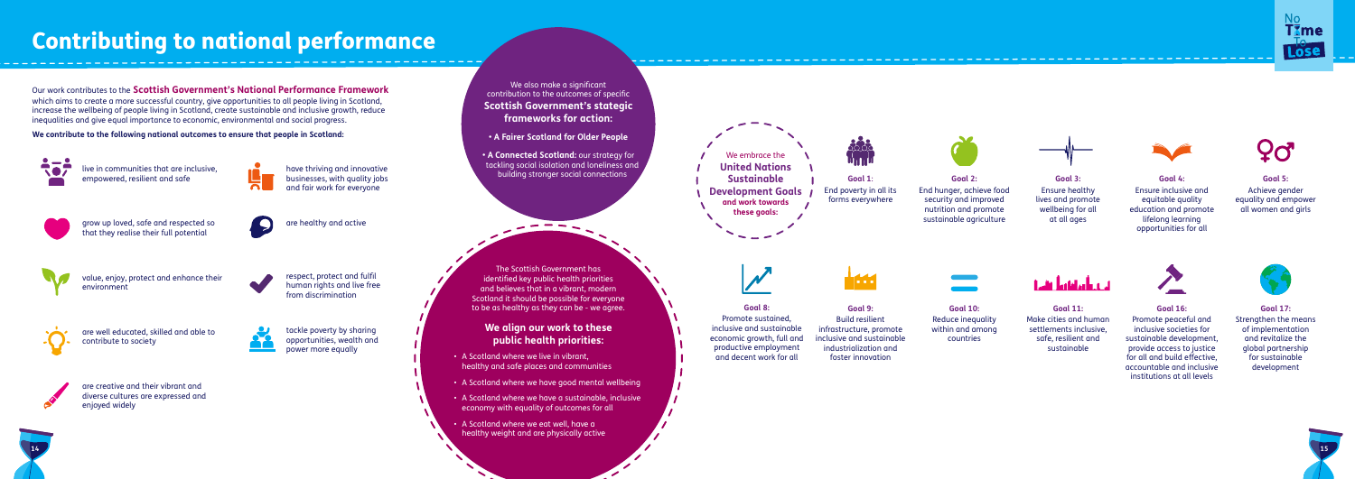# Contributing to national performance

Our work contributes to the **Scottish Government's National Performance Framework** which aims to create a more successful country, give opportunities to all people living in Scotland, increase the wellbeing of people living in Scotland, create sustainable and inclusive growth, reduce inequalities and give equal importance to economic, environmental and social progress.

**We contribute to the following national outcomes to ensure that people in Scotland:**

- live in communities that are inclusive, empowered, resilient and safe
- have thriving and innovative businesses, with quality jobs and fair work for everyone
- grow up loved, safe and respected so that they realise their full potential
- are healthy and active
- value, enjoy, protect and enhance their environment
- respect, protect and fulfil human rights and live free from discrimination
- are well educated, skilled and able to contribute to society
- tackle poverty by sharing opportunities, wealth and power more equally
- are creative and their vibrant and diverse cultures are expressed and enjoyed widely

We also make a significant contribution to the outcomes of specific **Scottish Government's stategic frameworks for action:**

- **A Fairer Scotland for Older People**
- **A Connected Scotland:** our strategy for tackling social isolation and loneliness and building stronger social connections

The Scottish Government has identified key public health priorities and believes that in a vibrant, modern Scotland it should be possible for everyone to be as healthy as they can be - we agree.

## We align our work to these public health priorities:

- A Scotland where we live in vibrant, healthy and safe places and communities
- A Scotland where we have good mental wellbeing
- A Scotland where we have a sustainable, inclusive economy with equality of outcomes for all
- A Scotland where we eat well, have a healthy weight and are physically active

We embrace the **United Nations Sustainable Development Goals** **and work towards these goals:**

**Goal 1:** End poverty in all its forms everywhere

**Goal 2:** End hunger, achieve food security and improved nutrition and promote sustainable agriculture

**Goal 3:** Ensure healthy lives and promote wellbeing for all at all ages

**Goal 4:** Ensure inclusive and equitable quality education and promote lifelong learning opportunities for all

**Goal 5:** Achieve gender equality and empower all women and girls

**Goal 8:** Promote sustained, inclusive and sustainable economic growth, full and productive employment and decent work for all

**Goal 9:** Build resilient infrastructure, promote inclusive and sustainable industrialization and foster innovation

**Goal 10:** Reduce inequality within and among countries

**Goal 11:** Make cities and human settlements inclusive, safe, resilient and sustainable

**Goal 16:** Promote peaceful and inclusive societies for sustainable development, provide access to justice for all and build effective, accountable and inclusive institutions at all levels

**Goal 17:** Strengthen the means of implementation and revitalize the global partnership for sustainable development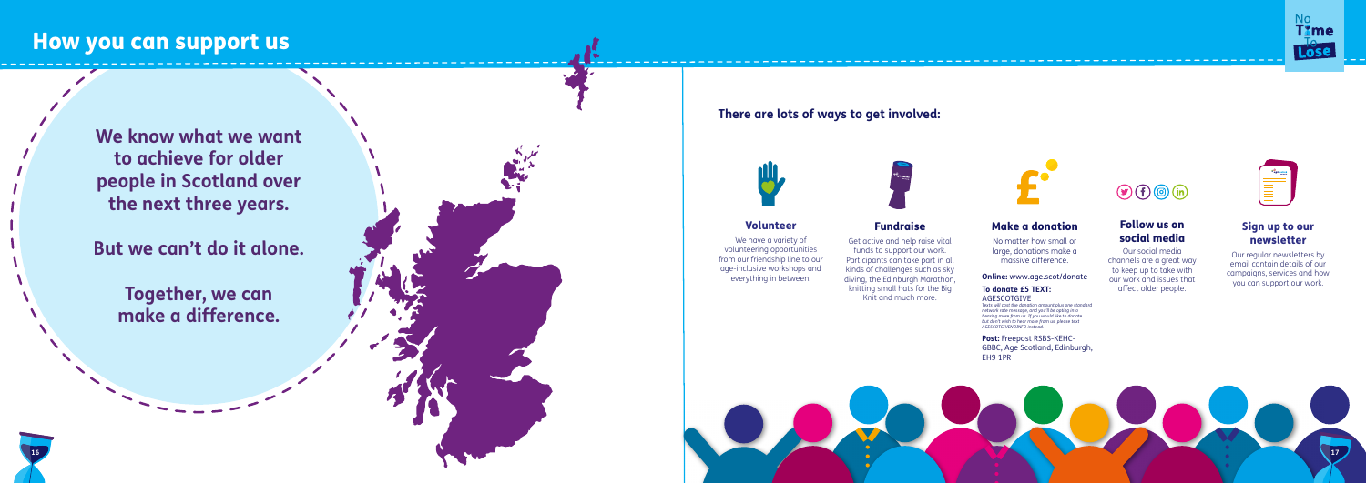# How you can support us

**We know what we want to achieve for older people in Scotland over the next three years.**

**But we can't do it alone.**

**Together, we can make a difference.**

### There are lots of ways to get involved:

#### Volunteer

We have a variety of volunteering opportunities from our friendship line to our age-inclusive workshops and everything in between.

#### Fundraise

Get active and help raise vital funds to support our work. Participants can take part in all kinds of challenges such as sky diving, the Edinburgh Marathon, knitting small hats for the Big Knit and much more.

#### Make a donation

No matter how small or large, donations make a massive difference.

**Online:** www.age.scot/donate

**To donate £5 TEXT:** AGESCOTGIVE

*Texts will cost the donation amount plus one standard network rate message, and you'll be opting into hearing more from us. If you would like to donate but don't wish to hear more from us, please text AGESCOTGIVENOINFO instead.*

**Post:** Freepost RSBS-KEHC-GBBC, Age Scotland, Edinburgh, EH9 1PR

#### Follow us on social media

Our social media channels are a great way to keep up to take with our work and issues that affect older people.

#### Sign up to our newsletter

Our regular newsletters by email contain details of our campaigns, services and how you can support our work.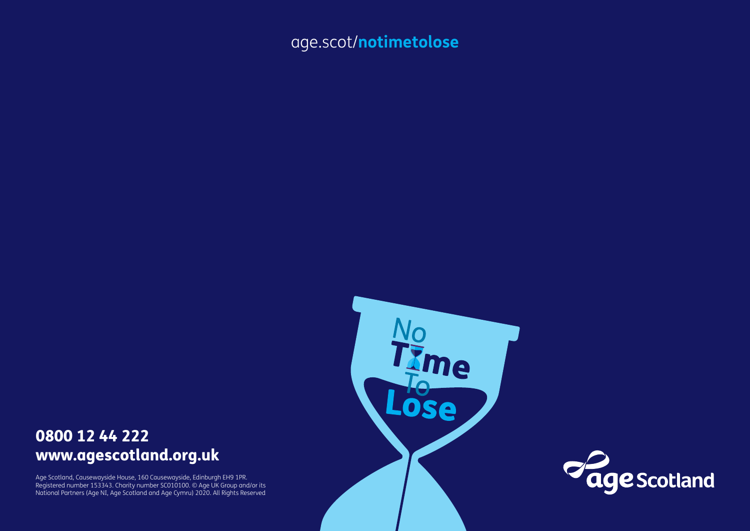age.scot/**notimetolose**

No Time To Lose

**0800 12 44 222**
**www.agescotland.org.uk**

Age Scotland, Causewayside House, 160 Causewayside, Edinburgh EH9 1PR. Registered number 153343. Charity number SC010100. © Age UK Group and/or its National Partners (Age NI, Age Scotland and Age Cymru) 2020. All Rights Reserved

age Scotland